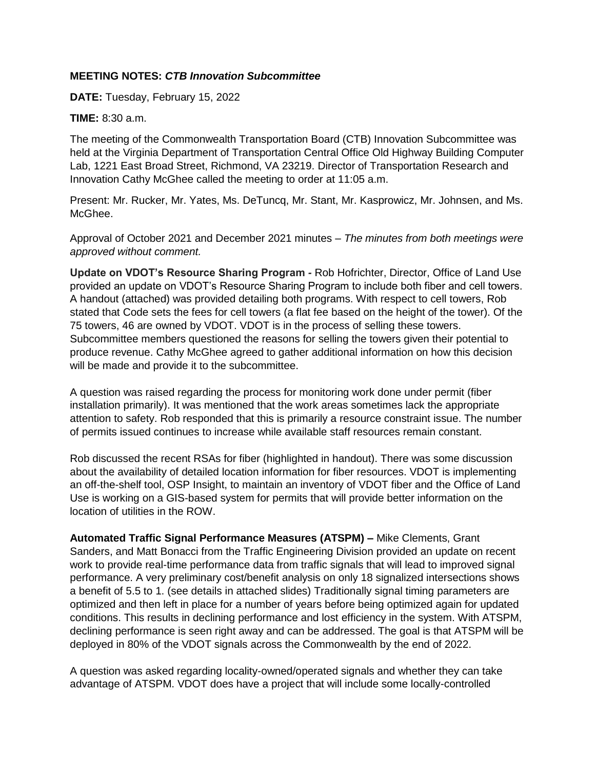**MEETING NOTES:** ***CTB Innovation Subcommittee***

**DATE:** Tuesday, February 15, 2022

**TIME:** 8:30 a.m.

The meeting of the Commonwealth Transportation Board (CTB) Innovation Subcommittee was held at the Virginia Department of Transportation Central Office Old Highway Building Computer Lab, 1221 East Broad Street, Richmond, VA 23219. Director of Transportation Research and Innovation Cathy McGhee called the meeting to order at 11:05 a.m.

Present: Mr. Rucker, Mr. Yates, Ms. DeTuncq, Mr. Stant, Mr. Kasprowicz, Mr. Johnsen, and Ms. McGhee.

Approval of October 2021 and December 2021 minutes – *The minutes from both meetings were approved without comment.*

**Update on VDOT's Resource Sharing Program -** Rob Hofrichter, Director, Office of Land Use provided an update on VDOT's Resource Sharing Program to include both fiber and cell towers. A handout (attached) was provided detailing both programs. With respect to cell towers, Rob stated that Code sets the fees for cell towers (a flat fee based on the height of the tower). Of the 75 towers, 46 are owned by VDOT. VDOT is in the process of selling these towers. Subcommittee members questioned the reasons for selling the towers given their potential to produce revenue. Cathy McGhee agreed to gather additional information on how this decision will be made and provide it to the subcommittee.

A question was raised regarding the process for monitoring work done under permit (fiber installation primarily). It was mentioned that the work areas sometimes lack the appropriate attention to safety. Rob responded that this is primarily a resource constraint issue. The number of permits issued continues to increase while available staff resources remain constant.

Rob discussed the recent RSAs for fiber (highlighted in handout). There was some discussion about the availability of detailed location information for fiber resources. VDOT is implementing an off-the-shelf tool, OSP Insight, to maintain an inventory of VDOT fiber and the Office of Land Use is working on a GIS-based system for permits that will provide better information on the location of utilities in the ROW.

**Automated Traffic Signal Performance Measures (ATSPM) –** Mike Clements, Grant Sanders, and Matt Bonacci from the Traffic Engineering Division provided an update on recent work to provide real-time performance data from traffic signals that will lead to improved signal performance. A very preliminary cost/benefit analysis on only 18 signalized intersections shows a benefit of 5.5 to 1. (see details in attached slides) Traditionally signal timing parameters are optimized and then left in place for a number of years before being optimized again for updated conditions. This results in declining performance and lost efficiency in the system. With ATSPM, declining performance is seen right away and can be addressed. The goal is that ATSPM will be deployed in 80% of the VDOT signals across the Commonwealth by the end of 2022.

A question was asked regarding locality-owned/operated signals and whether they can take advantage of ATSPM. VDOT does have a project that will include some locally-controlled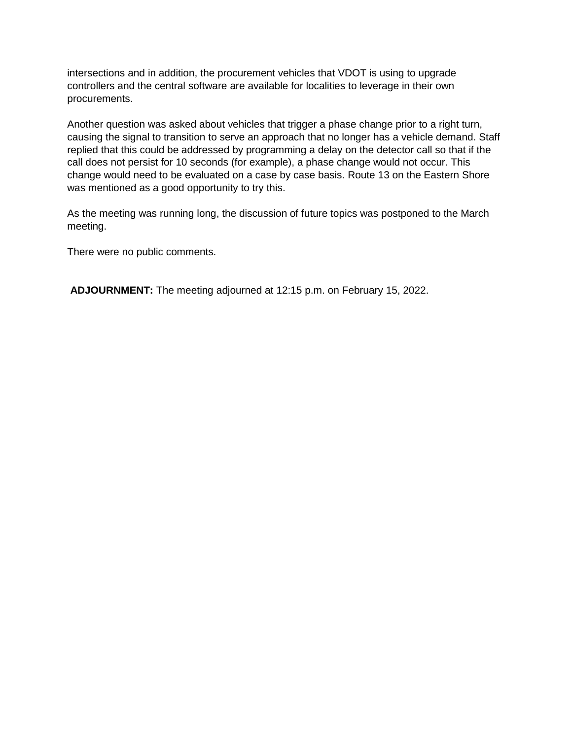intersections and in addition, the procurement vehicles that VDOT is using to upgrade controllers and the central software are available for localities to leverage in their own procurements.

Another question was asked about vehicles that trigger a phase change prior to a right turn, causing the signal to transition to serve an approach that no longer has a vehicle demand. Staff replied that this could be addressed by programming a delay on the detector call so that if the call does not persist for 10 seconds (for example), a phase change would not occur. This change would need to be evaluated on a case by case basis. Route 13 on the Eastern Shore was mentioned as a good opportunity to try this.

As the meeting was running long, the discussion of future topics was postponed to the March meeting.

There were no public comments.

**ADJOURNMENT:** The meeting adjourned at 12:15 p.m. on February 15, 2022.